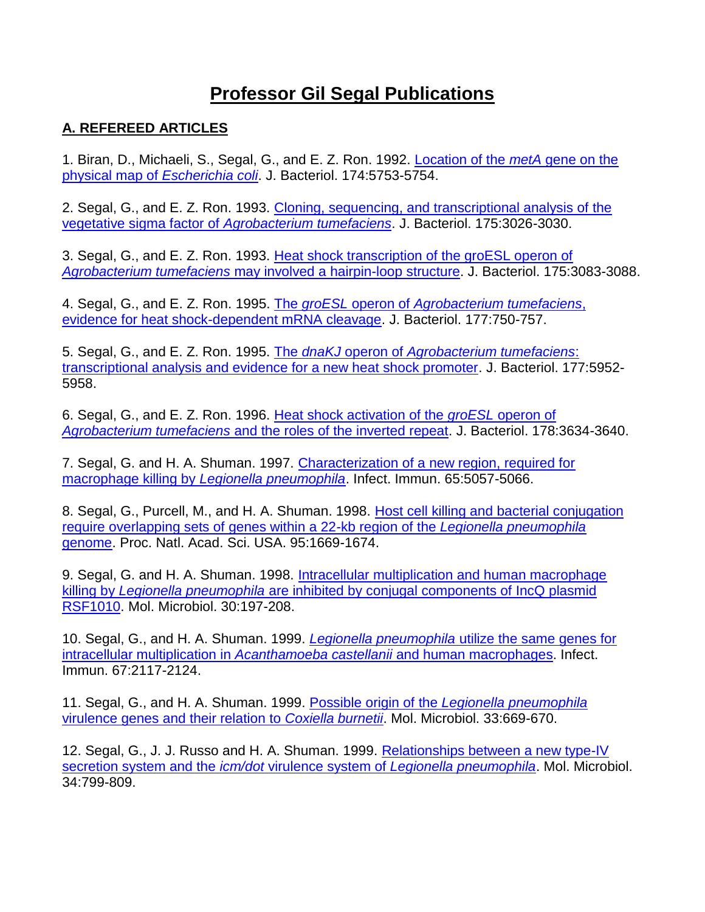# Professor Gil Segal Publications

## A. REFEREED ARTICLES

1. Biran, D., Michaeli, S., Segal, G., and E. Z. Ron. 1992. Location of the *metA* gene on the physical map of *Escherichia coli*. J. Bacteriol. 174:5753-5754.

2. Segal, G., and E. Z. Ron. 1993. Cloning, sequencing, and transcriptional analysis of the vegetative sigma factor of *Agrobacterium tumefaciens*. J. Bacteriol. 175:3026-3030.

3. Segal, G., and E. Z. Ron. 1993. Heat shock transcription of the groESL operon of *Agrobacterium tumefaciens* may involved a hairpin-loop structure. J. Bacteriol. 175:3083-3088.

4. Segal, G., and E. Z. Ron. 1995. The *groESL* operon of *Agrobacterium tumefaciens*, evidence for heat shock-dependent mRNA cleavage. J. Bacteriol. 177:750-757.

5. Segal, G., and E. Z. Ron. 1995. The *dnaKJ* operon of *Agrobacterium tumefaciens*: transcriptional analysis and evidence for a new heat shock promoter. J. Bacteriol. 177:5952-5958.

6. Segal, G., and E. Z. Ron. 1996. Heat shock activation of the *groESL* operon of *Agrobacterium tumefaciens* and the roles of the inverted repeat. J. Bacteriol. 178:3634-3640.

7. Segal, G. and H. A. Shuman. 1997. Characterization of a new region, required for macrophage killing by *Legionella pneumophila*. Infect. Immun. 65:5057-5066.

8. Segal, G., Purcell, M., and H. A. Shuman. 1998. Host cell killing and bacterial conjugation require overlapping sets of genes within a 22-kb region of the *Legionella pneumophila* genome. Proc. Natl. Acad. Sci. USA. 95:1669-1674.

9. Segal, G. and H. A. Shuman. 1998. Intracellular multiplication and human macrophage killing by *Legionella pneumophila* are inhibited by conjugal components of IncQ plasmid RSF1010. Mol. Microbiol. 30:197-208.

10. Segal, G., and H. A. Shuman. 1999. *Legionella pneumophila* utilize the same genes for intracellular multiplication in *Acanthamoeba castellanii* and human macrophages. Infect. Immun. 67:2117-2124.

11. Segal, G., and H. A. Shuman. 1999. Possible origin of the *Legionella pneumophila* virulence genes and their relation to *Coxiella burnetii*. Mol. Microbiol. 33:669-670.

12. Segal, G., J. J. Russo and H. A. Shuman. 1999. Relationships between a new type-IV secretion system and the *icm/dot* virulence system of *Legionella pneumophila*. Mol. Microbiol. 34:799-809.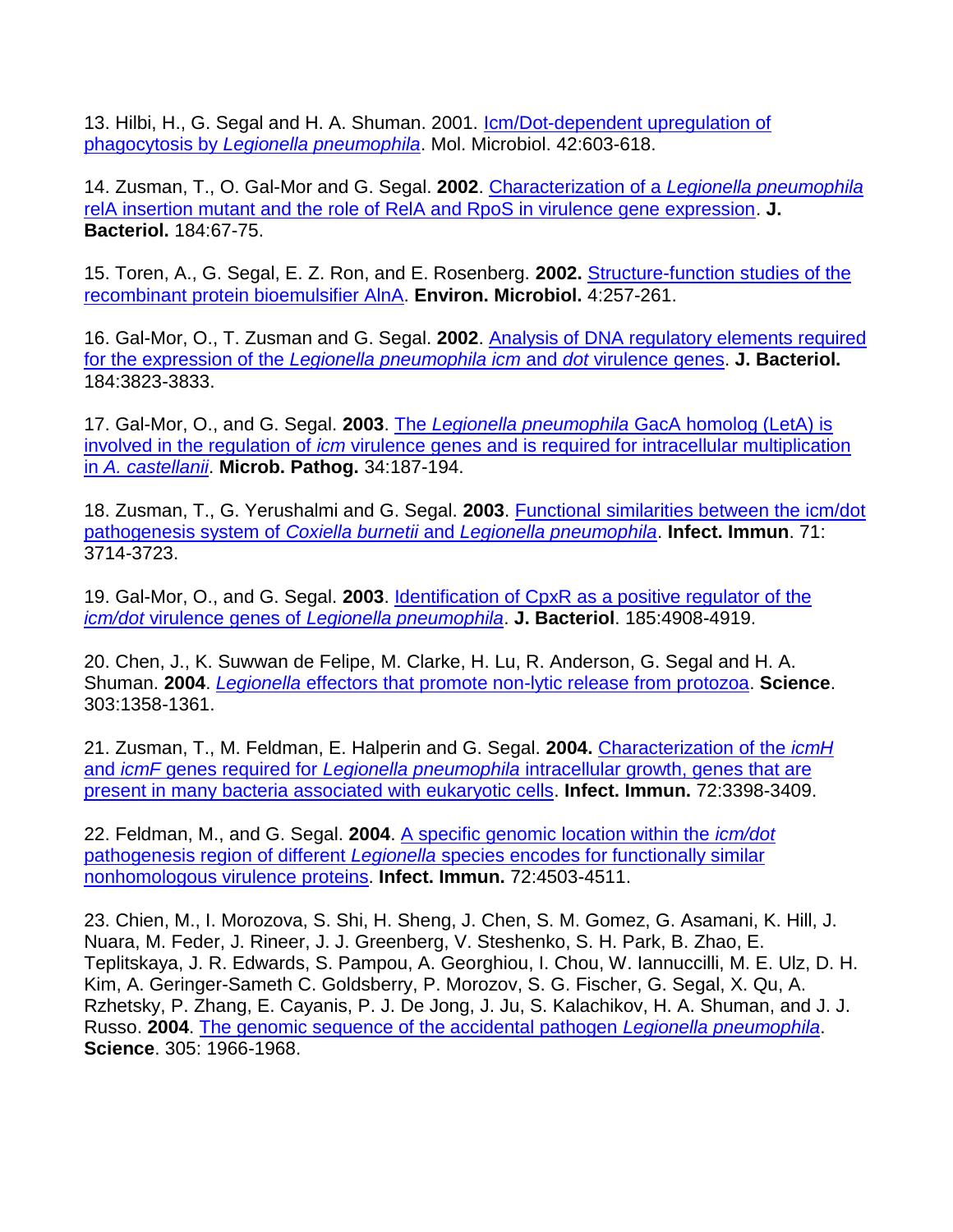13. Hilbi, H., G. Segal and H. A. Shuman. 2001. Icm/Dot-dependent upregulation of phagocytosis by *Legionella pneumophila*. Mol. Microbiol. 42:603-618.

14. Zusman, T., O. Gal-Mor and G. Segal. **2002**. Characterization of a *Legionella pneumophila* relA insertion mutant and the role of RelA and RpoS in virulence gene expression. **J. Bacteriol.** 184:67-75.

15. Toren, A., G. Segal, E. Z. Ron, and E. Rosenberg. **2002.** Structure-function studies of the recombinant protein bioemulsifier AlnA. **Environ. Microbiol.** 4:257-261.

16. Gal-Mor, O., T. Zusman and G. Segal. **2002**. Analysis of DNA regulatory elements required for the expression of the *Legionella pneumophila icm* and *dot* virulence genes. **J. Bacteriol.** 184:3823-3833.

17. Gal-Mor, O., and G. Segal. **2003**. The *Legionella pneumophila* GacA homolog (LetA) is involved in the regulation of *icm* virulence genes and is required for intracellular multiplication in *A. castellanii*. **Microb. Pathog.** 34:187-194.

18. Zusman, T., G. Yerushalmi and G. Segal. **2003**. Functional similarities between the icm/dot pathogenesis system of *Coxiella burnetii* and *Legionella pneumophila*. **Infect. Immun**. 71: 3714-3723.

19. Gal-Mor, O., and G. Segal. **2003**. Identification of CpxR as a positive regulator of the *icm/dot* virulence genes of *Legionella pneumophila*. **J. Bacteriol**. 185:4908-4919.

20. Chen, J., K. Suwwan de Felipe, M. Clarke, H. Lu, R. Anderson, G. Segal and H. A. Shuman. **2004**. *Legionella* effectors that promote non-lytic release from protozoa. **Science**. 303:1358-1361.

21. Zusman, T., M. Feldman, E. Halperin and G. Segal. **2004.** Characterization of the *icmH* and *icmF* genes required for *Legionella pneumophila* intracellular growth, genes that are present in many bacteria associated with eukaryotic cells. **Infect. Immun.** 72:3398-3409.

22. Feldman, M., and G. Segal. **2004**. A specific genomic location within the *icm/dot* pathogenesis region of different *Legionella* species encodes for functionally similar nonhomologous virulence proteins. **Infect. Immun.** 72:4503-4511.

23. Chien, M., I. Morozova, S. Shi, H. Sheng, J. Chen, S. M. Gomez, G. Asamani, K. Hill, J. Nuara, M. Feder, J. Rineer, J. J. Greenberg, V. Steshenko, S. H. Park, B. Zhao, E. Teplitskaya, J. R. Edwards, S. Pampou, A. Georghiou, I. Chou, W. Iannuccilli, M. E. Ulz, D. H. Kim, A. Geringer-Sameth C. Goldsberry, P. Morozov, S. G. Fischer, G. Segal, X. Qu, A. Rzhetsky, P. Zhang, E. Cayanis, P. J. De Jong, J. Ju, S. Kalachikov, H. A. Shuman, and J. J. Russo. **2004**. The genomic sequence of the accidental pathogen *Legionella pneumophila*. **Science**. 305: 1966-1968.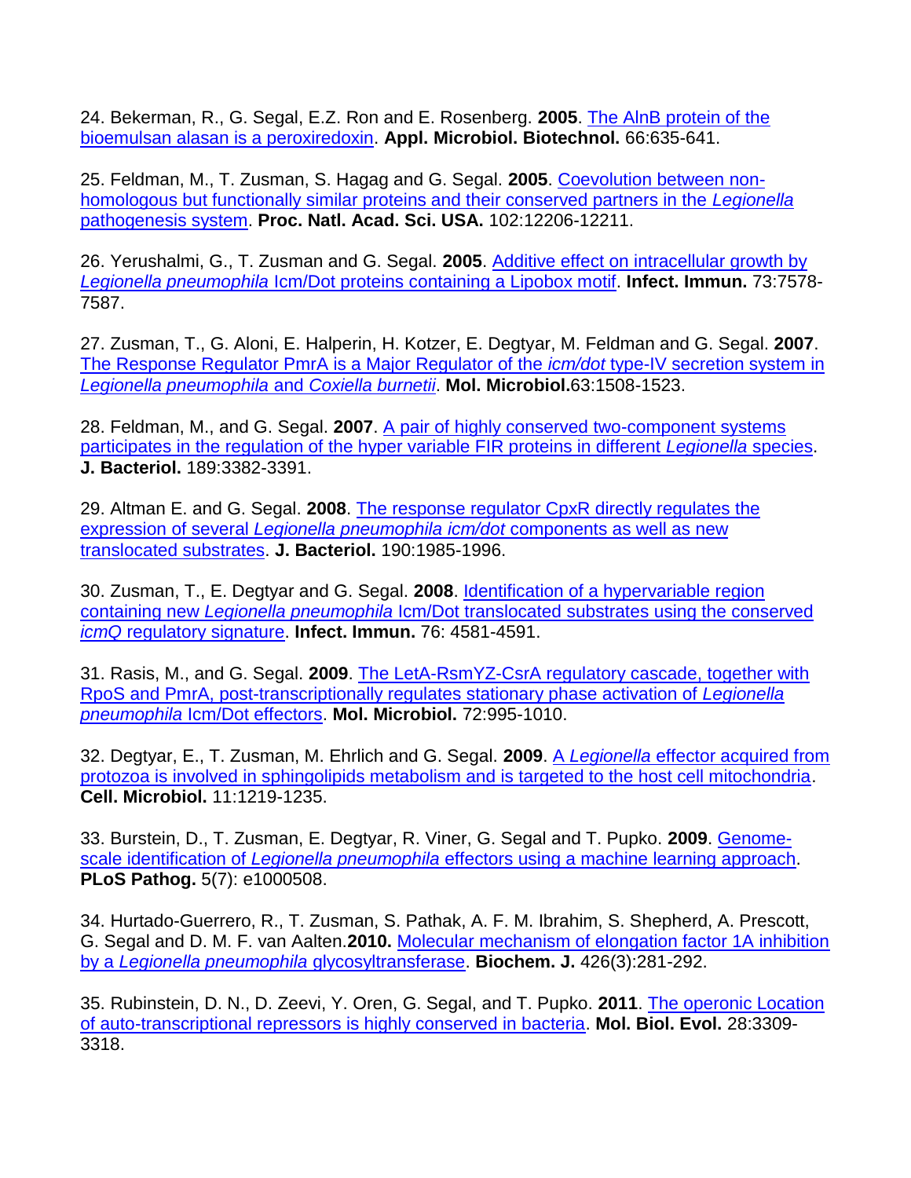24. Bekerman, R., G. Segal, E.Z. Ron and E. Rosenberg. **2005**. The AlnB protein of the bioemulsan alasan is a peroxiredoxin. **Appl. Microbiol. Biotechnol.** 66:635-641.

25. Feldman, M., T. Zusman, S. Hagag and G. Segal. **2005**. Coevolution between non-homologous but functionally similar proteins and their conserved partners in the *Legionella* pathogenesis system. **Proc. Natl. Acad. Sci. USA.** 102:12206-12211.

26. Yerushalmi, G., T. Zusman and G. Segal. **2005**. Additive effect on intracellular growth by *Legionella pneumophila* Icm/Dot proteins containing a Lipobox motif. **Infect. Immun.** 73:7578-7587.

27. Zusman, T., G. Aloni, E. Halperin, H. Kotzer, E. Degtyar, M. Feldman and G. Segal. **2007**. The Response Regulator PmrA is a Major Regulator of the *icm/dot* type-IV secretion system in *Legionella pneumophila* and *Coxiella burnetii*. **Mol. Microbiol.**63:1508-1523.

28. Feldman, M., and G. Segal. **2007**. A pair of highly conserved two-component systems participates in the regulation of the hyper variable FIR proteins in different *Legionella* species. **J. Bacteriol.** 189:3382-3391.

29. Altman E. and G. Segal. **2008**. The response regulator CpxR directly regulates the expression of several *Legionella pneumophila icm/dot* components as well as new translocated substrates. **J. Bacteriol.** 190:1985-1996.

30. Zusman, T., E. Degtyar and G. Segal. **2008**. Identification of a hypervariable region containing new *Legionella pneumophila* Icm/Dot translocated substrates using the conserved *icmQ* regulatory signature. **Infect. Immun.** 76: 4581-4591.

31. Rasis, M., and G. Segal. **2009**. The LetA-RsmYZ-CsrA regulatory cascade, together with RpoS and PmrA, post-transcriptionally regulates stationary phase activation of *Legionella pneumophila* Icm/Dot effectors. **Mol. Microbiol.** 72:995-1010.

32. Degtyar, E., T. Zusman, M. Ehrlich and G. Segal. **2009**. A *Legionella* effector acquired from protozoa is involved in sphingolipids metabolism and is targeted to the host cell mitochondria. **Cell. Microbiol.** 11:1219-1235.

33. Burstein, D., T. Zusman, E. Degtyar, R. Viner, G. Segal and T. Pupko. **2009**. Genome-scale identification of *Legionella pneumophila* effectors using a machine learning approach. **PLoS Pathog.** 5(7): e1000508.

34. Hurtado-Guerrero, R., T. Zusman, S. Pathak, A. F. M. Ibrahim, S. Shepherd, A. Prescott, G. Segal and D. M. F. van Aalten.**2010.** Molecular mechanism of elongation factor 1A inhibition by a *Legionella pneumophila* glycosyltransferase. **Biochem. J.** 426(3):281-292.

35. Rubinstein, D. N., D. Zeevi, Y. Oren, G. Segal, and T. Pupko. **2011**. The operonic Location of auto-transcriptional repressors is highly conserved in bacteria. **Mol. Biol. Evol.** 28:3309-3318.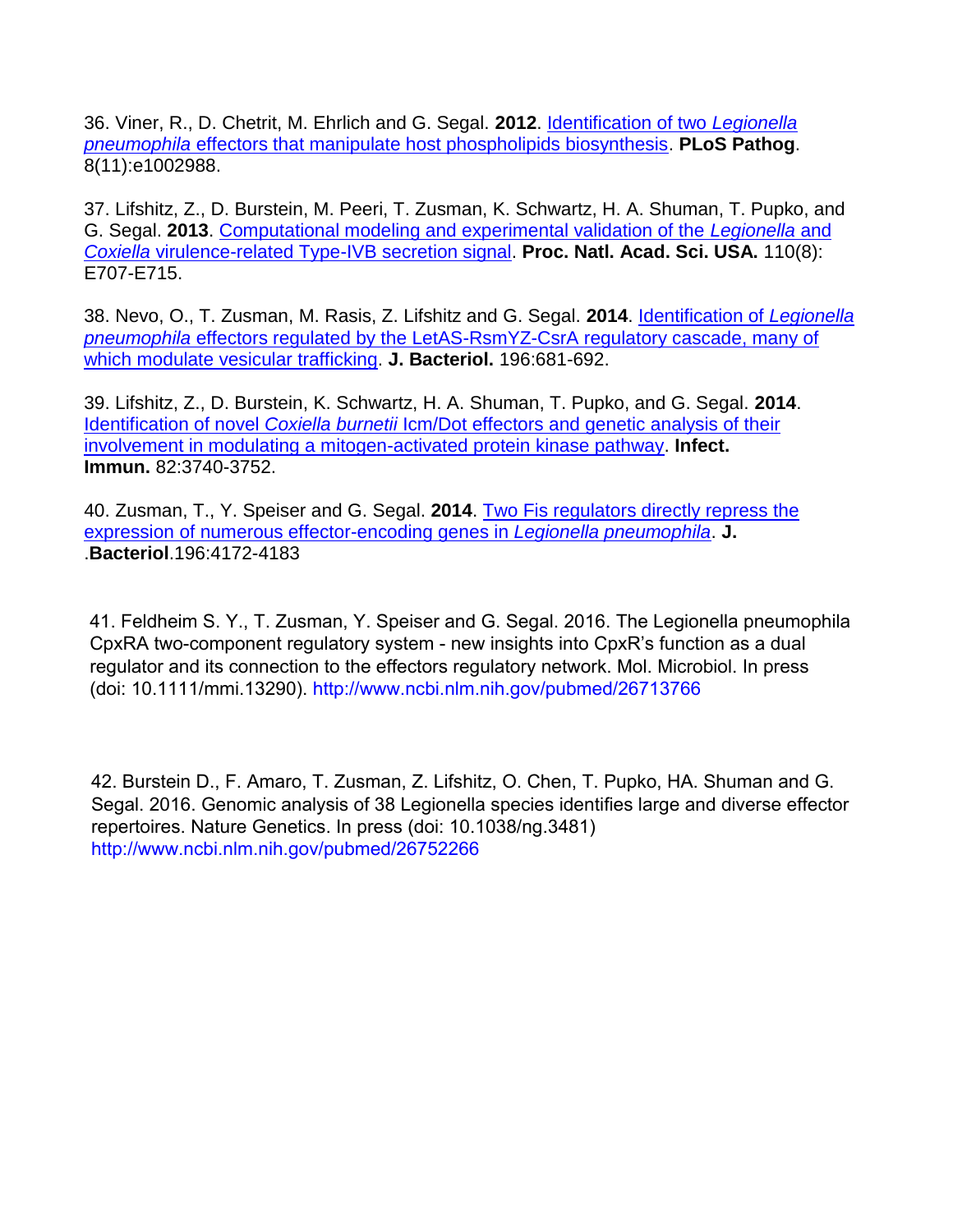36. Viner, R., D. Chetrit, M. Ehrlich and G. Segal. **2012**. [Identification of two *Legionella pneumophila* effectors that manipulate host phospholipids biosynthesis]. **PLoS Pathog**. 8(11):e1002988.

37. Lifshitz, Z., D. Burstein, M. Peeri, T. Zusman, K. Schwartz, H. A. Shuman, T. Pupko, and G. Segal. **2013**. [Computational modeling and experimental validation of the *Legionella* and *Coxiella* virulence-related Type-IVB secretion signal]. **Proc. Natl. Acad. Sci. USA.** 110(8): E707-E715.

38. Nevo, O., T. Zusman, M. Rasis, Z. Lifshitz and G. Segal. **2014**. [Identification of *Legionella pneumophila* effectors regulated by the LetAS-RsmYZ-CsrA regulatory cascade, many of which modulate vesicular trafficking]. **J. Bacteriol.** 196:681-692.

39. Lifshitz, Z., D. Burstein, K. Schwartz, H. A. Shuman, T. Pupko, and G. Segal. **2014**. [Identification of novel *Coxiella burnetii* Icm/Dot effectors and genetic analysis of their involvement in modulating a mitogen-activated protein kinase pathway]. **Infect. Immun.** 82:3740-3752.

40. Zusman, T., Y. Speiser and G. Segal. **2014**. [Two Fis regulators directly repress the expression of numerous effector-encoding genes in *Legionella pneumophila*]. **J. .Bacteriol**.196:4172-4183

41. Feldheim S. Y., T. Zusman, Y. Speiser and G. Segal. 2016. The Legionella pneumophila CpxRA two-component regulatory system - new insights into CpxR's function as a dual regulator and its connection to the effectors regulatory network. Mol. Microbiol. In press (doi: 10.1111/mmi.13290). http://www.ncbi.nlm.nih.gov/pubmed/26713766

42. Burstein D., F. Amaro, T. Zusman, Z. Lifshitz, O. Chen, T. Pupko, HA. Shuman and G. Segal. 2016. Genomic analysis of 38 Legionella species identifies large and diverse effector repertoires. Nature Genetics. In press (doi: 10.1038/ng.3481) http://www.ncbi.nlm.nih.gov/pubmed/26752266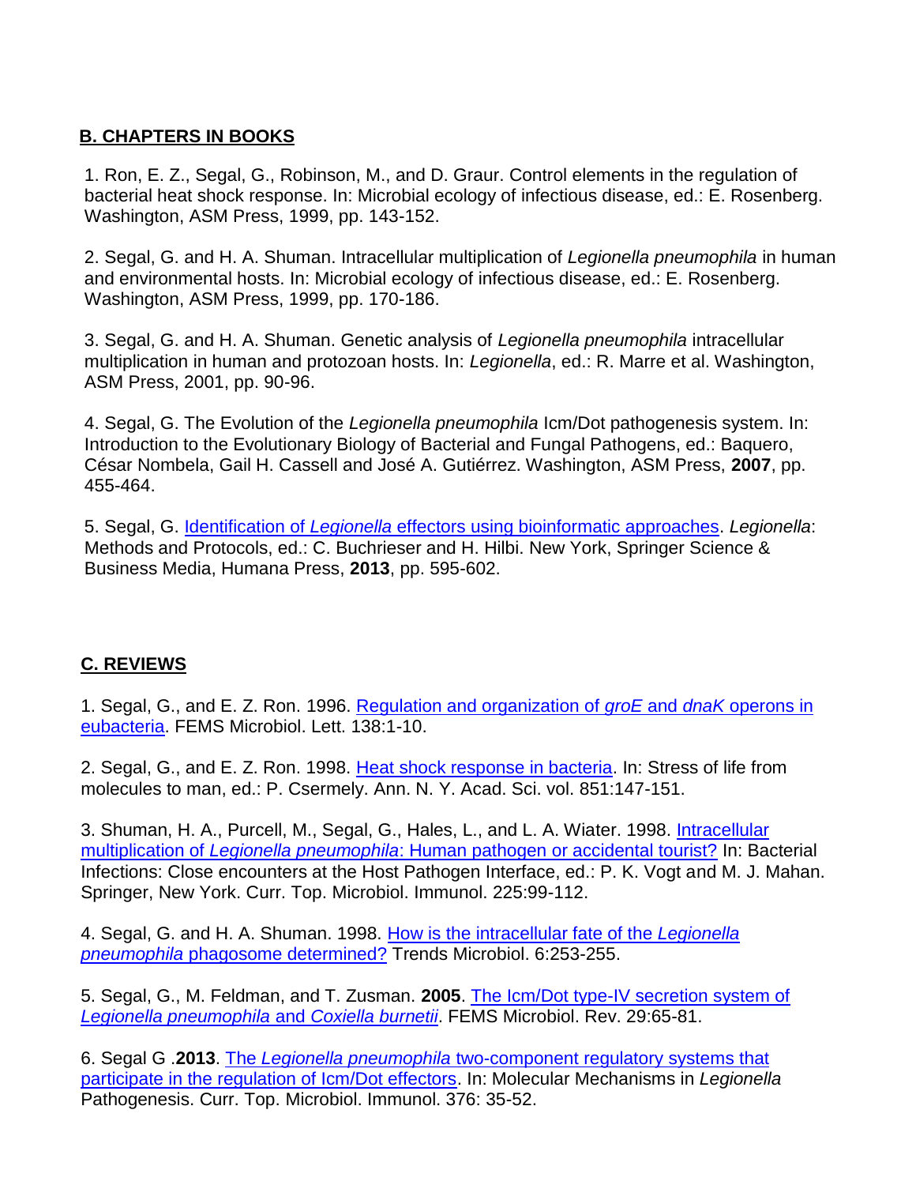## B. CHAPTERS IN BOOKS

1. Ron, E. Z., Segal, G., Robinson, M., and D. Graur. Control elements in the regulation of bacterial heat shock response. In: Microbial ecology of infectious disease, ed.: E. Rosenberg. Washington, ASM Press, 1999, pp. 143-152.

2. Segal, G. and H. A. Shuman. Intracellular multiplication of *Legionella pneumophila* in human and environmental hosts. In: Microbial ecology of infectious disease, ed.: E. Rosenberg. Washington, ASM Press, 1999, pp. 170-186.

3. Segal, G. and H. A. Shuman. Genetic analysis of *Legionella pneumophila* intracellular multiplication in human and protozoan hosts. In: *Legionella*, ed.: R. Marre et al. Washington, ASM Press, 2001, pp. 90-96.

4. Segal, G. The Evolution of the *Legionella pneumophila* Icm/Dot pathogenesis system. In: Introduction to the Evolutionary Biology of Bacterial and Fungal Pathogens, ed.: Baquero, César Nombela, Gail H. Cassell and José A. Gutiérrez. Washington, ASM Press, **2007**, pp. 455-464.

5. Segal, G. Identification of *Legionella* effectors using bioinformatic approaches. *Legionella*: Methods and Protocols, ed.: C. Buchrieser and H. Hilbi. New York, Springer Science & Business Media, Humana Press, **2013**, pp. 595-602.

## C. REVIEWS

1. Segal, G., and E. Z. Ron. 1996. Regulation and organization of *groE* and *dnaK* operons in eubacteria. FEMS Microbiol. Lett. 138:1-10.

2. Segal, G., and E. Z. Ron. 1998. Heat shock response in bacteria. In: Stress of life from molecules to man, ed.: P. Csermely. Ann. N. Y. Acad. Sci. vol. 851:147-151.

3. Shuman, H. A., Purcell, M., Segal, G., Hales, L., and L. A. Wiater. 1998. Intracellular multiplication of *Legionella pneumophila*: Human pathogen or accidental tourist? In: Bacterial Infections: Close encounters at the Host Pathogen Interface, ed.: P. K. Vogt and M. J. Mahan. Springer, New York. Curr. Top. Microbiol. Immunol. 225:99-112.

4. Segal, G. and H. A. Shuman. 1998. How is the intracellular fate of the *Legionella pneumophila* phagosome determined? Trends Microbiol. 6:253-255.

5. Segal, G., M. Feldman, and T. Zusman. **2005**. The Icm/Dot type-IV secretion system of *Legionella pneumophila* and *Coxiella burnetii*. FEMS Microbiol. Rev. 29:65-81.

6. Segal G .**2013**. The *Legionella pneumophila* two-component regulatory systems that participate in the regulation of Icm/Dot effectors. In: Molecular Mechanisms in *Legionella* Pathogenesis. Curr. Top. Microbiol. Immunol. 376: 35-52.